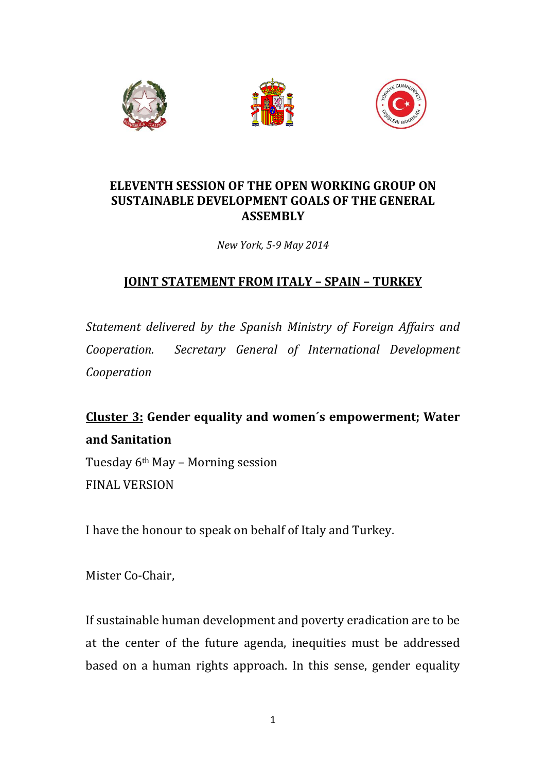# ELEVENTH SESSION OF THE OPEN WORKING GROUP ON SUSTAINABLE DEVELOPMENT GOALS OF THE GENERAL ASSEMBLY

*New York, 5-9 May 2014*

## JOINT STATEMENT FROM ITALY – SPAIN – TURKEY

*Statement delivered by the Spanish Ministry of Foreign Affairs and Cooperation. Secretary General of International Development Cooperation*

**Cluster 3: Gender equality and women´s empowerment; Water and Sanitation**

Tuesday 6th May – Morning session

FINAL VERSION

I have the honour to speak on behalf of Italy and Turkey.

Mister Co-Chair,

If sustainable human development and poverty eradication are to be at the center of the future agenda, inequities must be addressed based on a human rights approach. In this sense, gender equality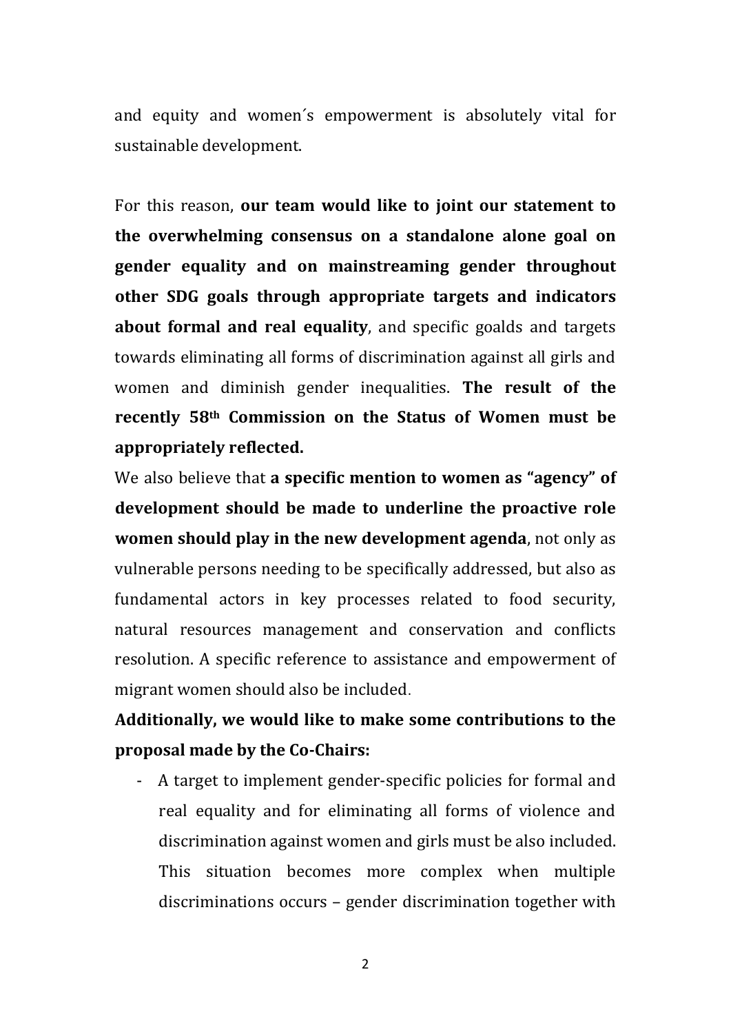and equity and women´s empowerment is absolutely vital for sustainable development.

For this reason, **our team would like to joint our statement to the overwhelming consensus on a standalone alone goal on gender equality and on mainstreaming gender throughout other SDG goals through appropriate targets and indicators about formal and real equality**, and specific goalds and targets towards eliminating all forms of discrimination against all girls and women and diminish gender inequalities. **The result of the recently 58th Commission on the Status of Women must be appropriately reflected.**

We also believe that **a specific mention to women as "agency" of development should be made to underline the proactive role women should play in the new development agenda**, not only as vulnerable persons needing to be specifically addressed, but also as fundamental actors in key processes related to food security, natural resources management and conservation and conflicts resolution. A specific reference to assistance and empowerment of migrant women should also be included.

**Additionally, we would like to make some contributions to the proposal made by the Co-Chairs:**

- A target to implement gender-specific policies for formal and real equality and for eliminating all forms of violence and discrimination against women and girls must be also included. This situation becomes more complex when multiple discriminations occurs – gender discrimination together with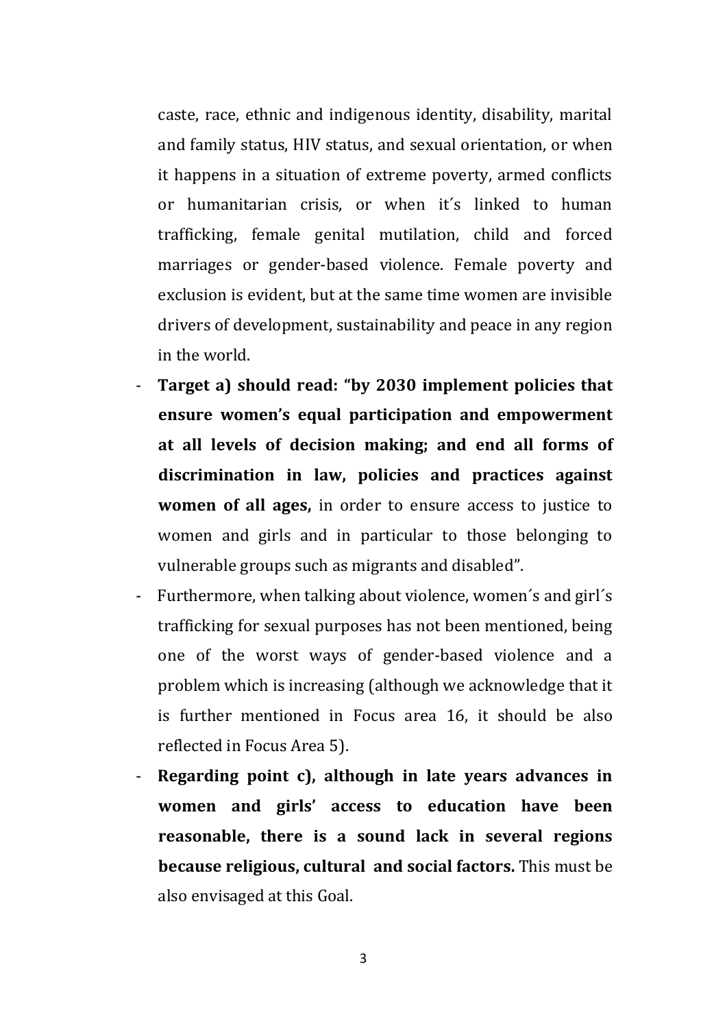caste, race, ethnic and indigenous identity, disability, marital and family status, HIV status, and sexual orientation, or when it happens in a situation of extreme poverty, armed conflicts or humanitarian crisis, or when it´s linked to human trafficking, female genital mutilation, child and forced marriages or gender-based violence. Female poverty and exclusion is evident, but at the same time women are invisible drivers of development, sustainability and peace in any region in the world.

- **Target a) should read: "by 2030 implement policies that ensure women's equal participation and empowerment at all levels of decision making; and end all forms of discrimination in law, policies and practices against women of all ages,** in order to ensure access to justice to women and girls and in particular to those belonging to vulnerable groups such as migrants and disabled".
- Furthermore, when talking about violence, women´s and girl´s trafficking for sexual purposes has not been mentioned, being one of the worst ways of gender-based violence and a problem which is increasing (although we acknowledge that it is further mentioned in Focus area 16, it should be also reflected in Focus Area 5).
- **Regarding point c), although in late years advances in women and girls' access to education have been reasonable, there is a sound lack in several regions because religious, cultural and social factors.** This must be also envisaged at this Goal.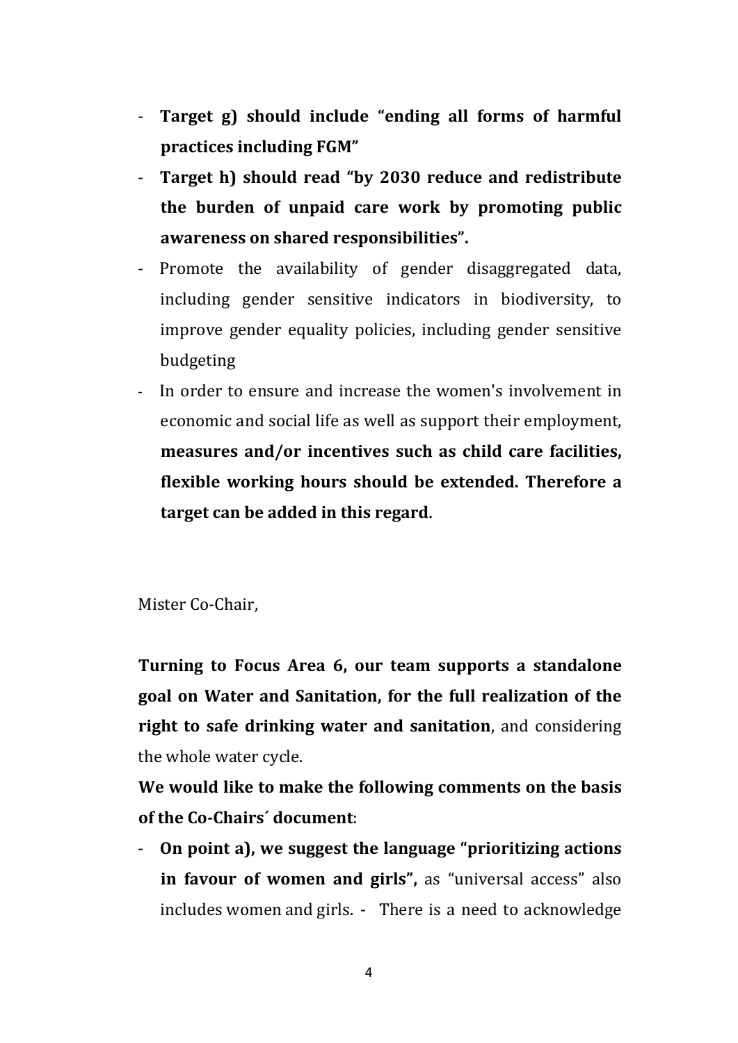- **Target g) should include "ending all forms of harmful practices including FGM"**
- **Target h) should read "by 2030 reduce and redistribute the burden of unpaid care work by promoting public awareness on shared responsibilities".**
- Promote the availability of gender disaggregated data, including gender sensitive indicators in biodiversity, to improve gender equality policies, including gender sensitive budgeting
- In order to ensure and increase the women's involvement in economic and social life as well as support their employment, **measures and/or incentives such as child care facilities, flexible working hours should be extended. Therefore a target can be added in this regard**.

Mister Co-Chair,

**Turning to Focus Area 6, our team supports a standalone goal on Water and Sanitation, for the full realization of the right to safe drinking water and sanitation**, and considering the whole water cycle.

**We would like to make the following comments on the basis of the Co-Chairs´ document**:

- **On point a), we suggest the language "prioritizing actions in favour of women and girls",** as "universal access" also includes women and girls. - There is a need to acknowledge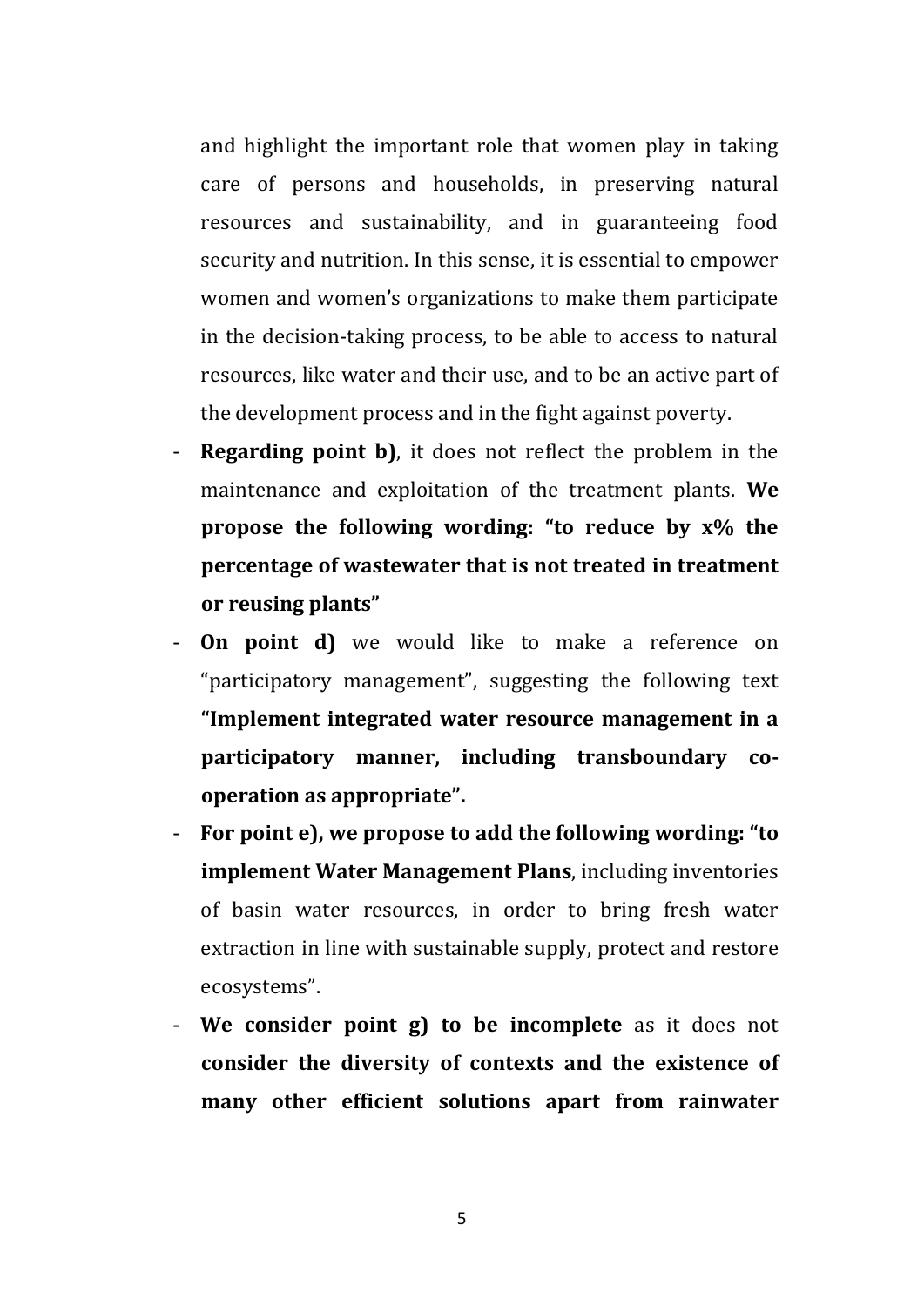and highlight the important role that women play in taking care of persons and households, in preserving natural resources and sustainability, and in guaranteeing food security and nutrition. In this sense, it is essential to empower women and women's organizations to make them participate in the decision-taking process, to be able to access to natural resources, like water and their use, and to be an active part of the development process and in the fight against poverty.

- **Regarding point b)**, it does not reflect the problem in the maintenance and exploitation of the treatment plants. **We propose the following wording: "to reduce by x% the percentage of wastewater that is not treated in treatment or reusing plants"**
- **On point d)** we would like to make a reference on "participatory management", suggesting the following text **"Implement integrated water resource management in a participatory manner, including transboundary co-operation as appropriate".**
- **For point e), we propose to add the following wording: "to implement Water Management Plans**, including inventories of basin water resources, in order to bring fresh water extraction in line with sustainable supply, protect and restore ecosystems".
- **We consider point g) to be incomplete** as it does not **consider the diversity of contexts and the existence of many other efficient solutions apart from rainwater**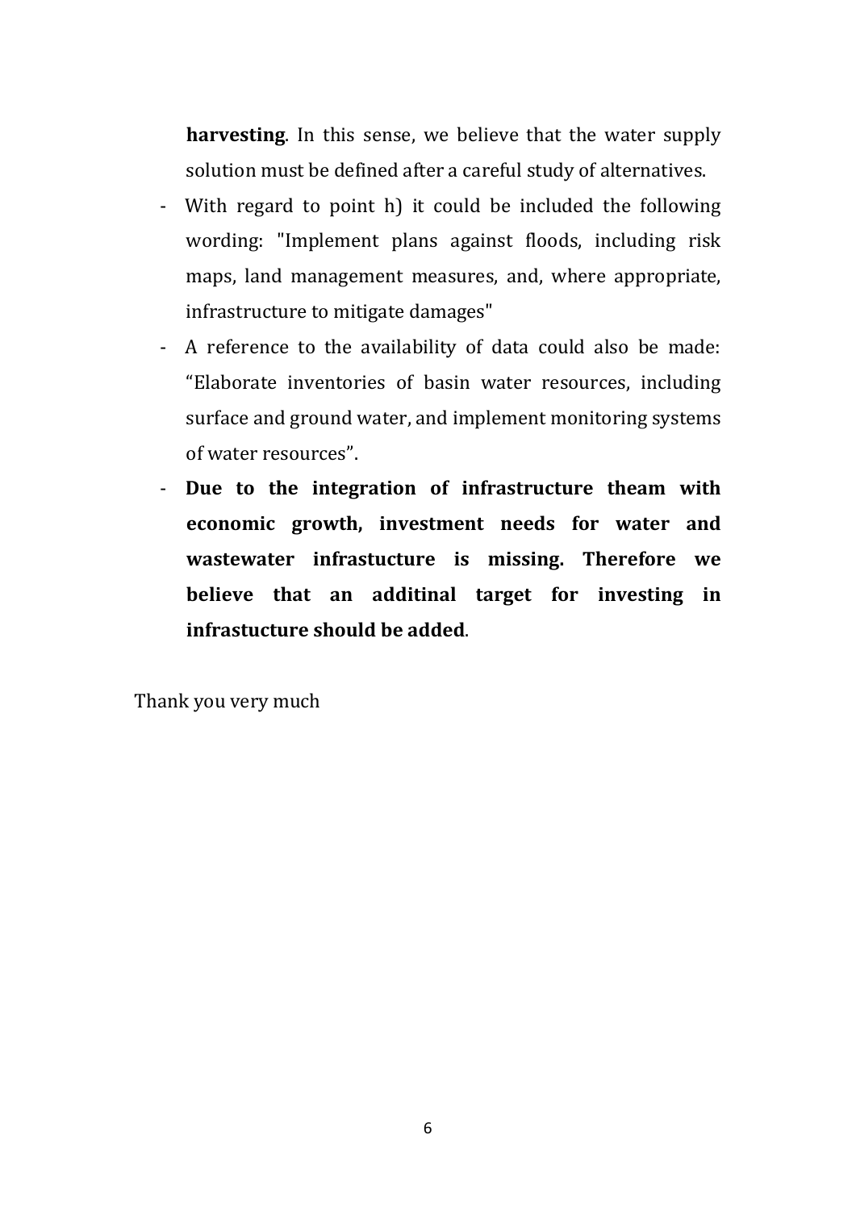**harvesting**. In this sense, we believe that the water supply solution must be defined after a careful study of alternatives.

- With regard to point h) it could be included the following wording: "Implement plans against floods, including risk maps, land management measures, and, where appropriate, infrastructure to mitigate damages"
- A reference to the availability of data could also be made: "Elaborate inventories of basin water resources, including surface and ground water, and implement monitoring systems of water resources".
- **Due to the integration of infrastructure theam with economic growth, investment needs for water and wastewater infrastucture is missing. Therefore we believe that an additinal target for investing in infrastucture should be added**.

Thank you very much